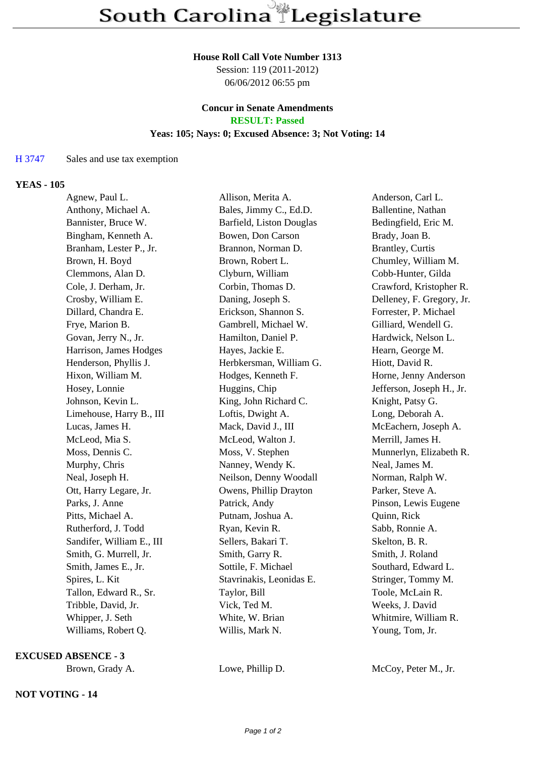**House Roll Call Vote Number 1313**

Session: 119 (2011-2012)

06/06/2012 06:55 pm

**Concur in Senate Amendments**

**RESULT: Passed**

**Yeas: 105; Nays: 0; Excused Absence: 3; Not Voting: 14**

H 3747 Sales and use tax exemption

**YEAS - 105**

| | | |
|---|---|---|
| Agnew, Paul L. | Allison, Merita A. | Anderson, Carl L. |
| Anthony, Michael A. | Bales, Jimmy C., Ed.D. | Ballentine, Nathan |
| Bannister, Bruce W. | Barfield, Liston Douglas | Bedingfield, Eric M. |
| Bingham, Kenneth A. | Bowen, Don Carson | Brady, Joan B. |
| Branham, Lester P., Jr. | Brannon, Norman D. | Brantley, Curtis |
| Brown, H. Boyd | Brown, Robert L. | Chumley, William M. |
| Clemmons, Alan D. | Clyburn, William | Cobb-Hunter, Gilda |
| Cole, J. Derham, Jr. | Corbin, Thomas D. | Crawford, Kristopher R. |
| Crosby, William E. | Daning, Joseph S. | Delleney, F. Gregory, Jr. |
| Dillard, Chandra E. | Erickson, Shannon S. | Forrester, P. Michael |
| Frye, Marion B. | Gambrell, Michael W. | Gilliard, Wendell G. |
| Govan, Jerry N., Jr. | Hamilton, Daniel P. | Hardwick, Nelson L. |
| Harrison, James Hodges | Hayes, Jackie E. | Hearn, George M. |
| Henderson, Phyllis J. | Herbkersman, William G. | Hiott, David R. |
| Hixon, William M. | Hodges, Kenneth F. | Horne, Jenny Anderson |
| Hosey, Lonnie | Huggins, Chip | Jefferson, Joseph H., Jr. |
| Johnson, Kevin L. | King, John Richard C. | Knight, Patsy G. |
| Limehouse, Harry B., III | Loftis, Dwight A. | Long, Deborah A. |
| Lucas, James H. | Mack, David J., III | McEachern, Joseph A. |
| McLeod, Mia S. | McLeod, Walton J. | Merrill, James H. |
| Moss, Dennis C. | Moss, V. Stephen | Munnerlyn, Elizabeth R. |
| Murphy, Chris | Nanney, Wendy K. | Neal, James M. |
| Neal, Joseph H. | Neilson, Denny Woodall | Norman, Ralph W. |
| Ott, Harry Legare, Jr. | Owens, Phillip Drayton | Parker, Steve A. |
| Parks, J. Anne | Patrick, Andy | Pinson, Lewis Eugene |
| Pitts, Michael A. | Putnam, Joshua A. | Quinn, Rick |
| Rutherford, J. Todd | Ryan, Kevin R. | Sabb, Ronnie A. |
| Sandifer, William E., III | Sellers, Bakari T. | Skelton, B. R. |
| Smith, G. Murrell, Jr. | Smith, Garry R. | Smith, J. Roland |
| Smith, James E., Jr. | Sottile, F. Michael | Southard, Edward L. |
| Spires, L. Kit | Stavrinakis, Leonidas E. | Stringer, Tommy M. |
| Tallon, Edward R., Sr. | Taylor, Bill | Toole, McLain R. |
| Tribble, David, Jr. | Vick, Ted M. | Weeks, J. David |
| Whipper, J. Seth | White, W. Brian | Whitmire, William R. |
| Williams, Robert Q. | Willis, Mark N. | Young, Tom, Jr. |

**EXCUSED ABSENCE - 3**

| | | |
|---|---|---|
| Brown, Grady A. | Lowe, Phillip D. | McCoy, Peter M., Jr. |

**NOT VOTING - 14**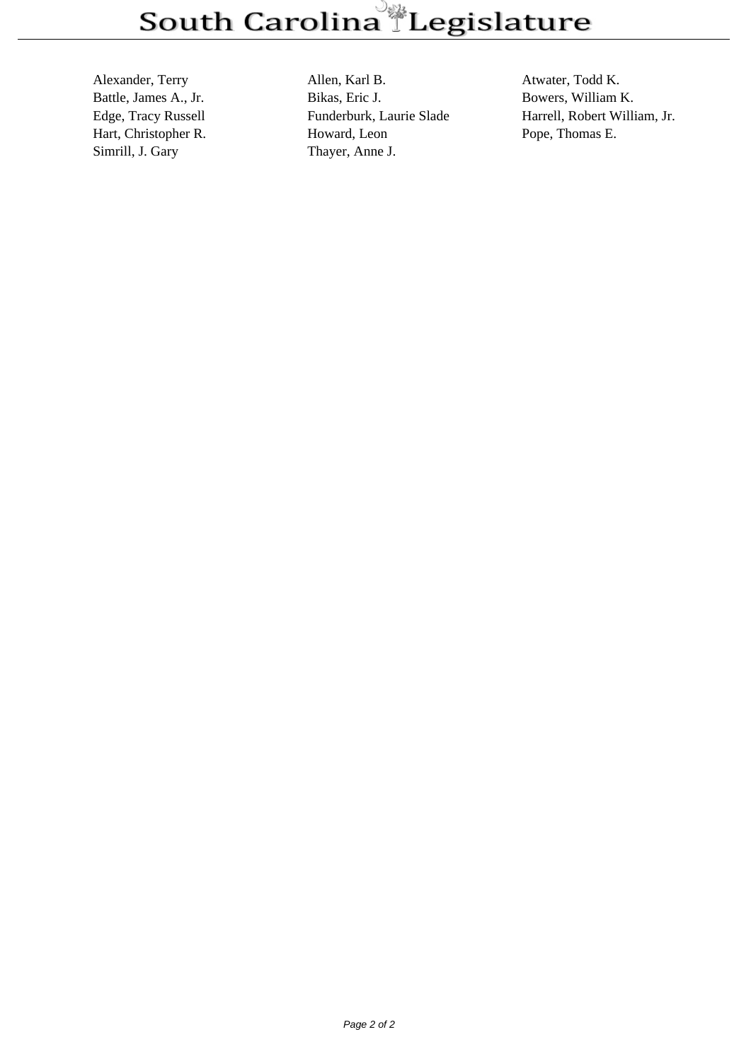Alexander, Terry
Allen, Karl B.
Atwater, Todd K.
Battle, James A., Jr.
Bikas, Eric J.
Bowers, William K.
Edge, Tracy Russell
Funderburk, Laurie Slade
Harrell, Robert William, Jr.
Hart, Christopher R.
Howard, Leon
Pope, Thomas E.
Simrill, J. Gary
Thayer, Anne J.